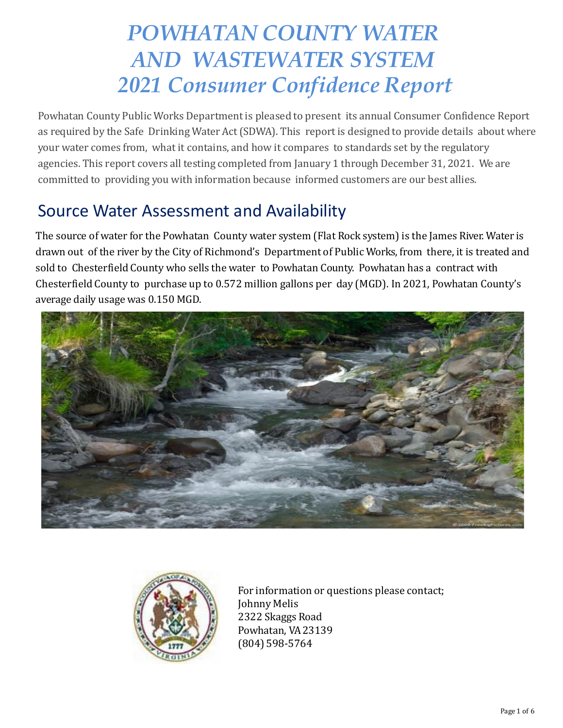# *POWHATAN COUNTY WATER AND WASTEWATER SYSTEM 2021 Consumer Confidence Report*

Powhatan County Public Works Department is pleased to present its annual Consumer Confidence Report as required by the Safe Drinking Water Act (SDWA). This report is designed to provide details about where your water comes from, what it contains, and how it compares to standards set by the regulatory agencies. This report covers all testing completed from January 1 through December 31, 2021. We are committed to providing you with information because informed customers are our best allies.

## Source Water Assessment and Availability

The source of water for the Powhatan County water system (Flat Rock system) is the James River. Water is drawn out of the river by the City of Richmond's Department of Public Works, from there, it is treated and sold to Chesterfield County who sells the water to Powhatan County. Powhatan has a contract with Chesterfield County to purchase up to 0.572 million gallons per day (MGD). In 2021, Powhatan County's average daily usage was 0.150 MGD.

For information or questions please contact;
Johnny Melis
2322 Skaggs Road
Powhatan, VA 23139
(804) 598-5764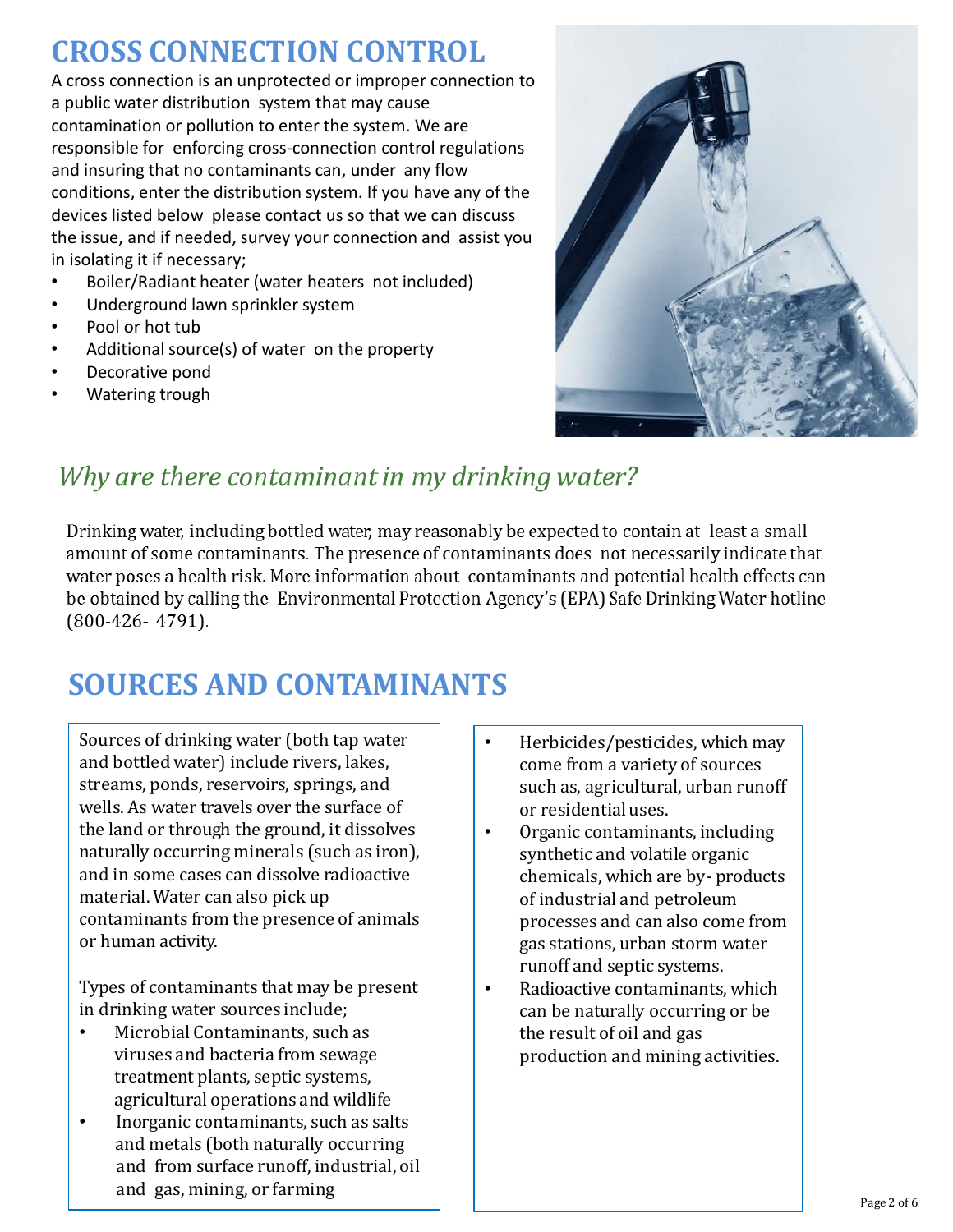# CROSS CONNECTION CONTROL

A cross connection is an unprotected or improper connection to a public water distribution system that may cause contamination or pollution to enter the system. We are responsible for enforcing cross-connection control regulations and insuring that no contaminants can, under any flow conditions, enter the distribution system. If you have any of the devices listed below please contact us so that we can discuss the issue, and if needed, survey your connection and assist you in isolating it if necessary;

- Boiler/Radiant heater (water heaters not included)
- Underground lawn sprinkler system
- Pool or hot tub
- Additional source(s) of water on the property
- Decorative pond
- Watering trough

## *Why are there contaminant in my drinking water?*

Drinking water, including bottled water, may reasonably be expected to contain at least a small amount of some contaminants. The presence of contaminants does not necessarily indicate that water poses a health risk. More information about contaminants and potential health effects can be obtained by calling the Environmental Protection Agency's (EPA) Safe Drinking Water hotline (800-426- 4791).

# SOURCES AND CONTAMINANTS

Sources of drinking water (both tap water and bottled water) include rivers, lakes, streams, ponds, reservoirs, springs, and wells. As water travels over the surface of the land or through the ground, it dissolves naturally occurring minerals (such as iron), and in some cases can dissolve radioactive material. Water can also pick up contaminants from the presence of animals or human activity.

Types of contaminants that may be present in drinking water sources include;

- Microbial Contaminants, such as viruses and bacteria from sewage treatment plants, septic systems, agricultural operations and wildlife
- Inorganic contaminants, such as salts and metals (both naturally occurring and from surface runoff, industrial, oil and gas, mining, or farming
- Herbicides/pesticides, which may come from a variety of sources such as, agricultural, urban runoff or residential uses.
- Organic contaminants, including synthetic and volatile organic chemicals, which are by- products of industrial and petroleum processes and can also come from gas stations, urban storm water runoff and septic systems.
- Radioactive contaminants, which can be naturally occurring or be the result of oil and gas production and mining activities.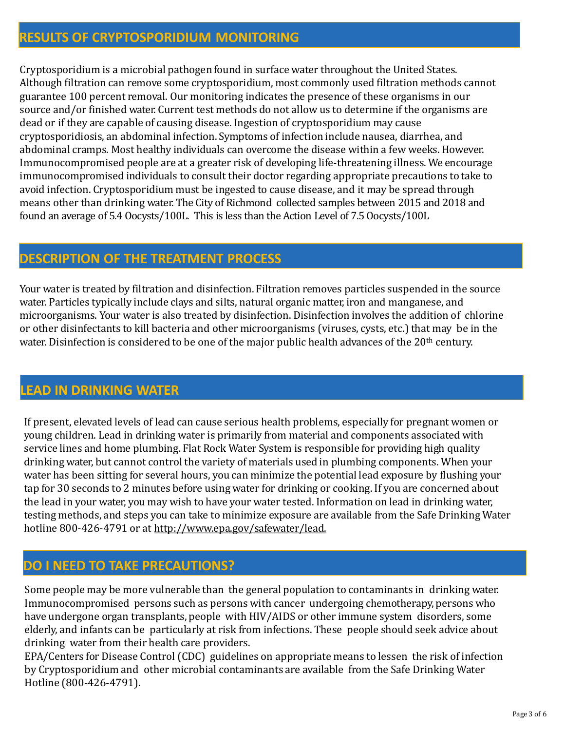## RESULTS OF CRYPTOSPORIDIUM MONITORING

Cryptosporidium is a microbial pathogen found in surface water throughout the United States. Although filtration can remove some cryptosporidium, most commonly used filtration methods cannot guarantee 100 percent removal. Our monitoring indicates the presence of these organisms in our source and/or finished water. Current test methods do not allow us to determine if the organisms are dead or if they are capable of causing disease. Ingestion of cryptosporidium may cause cryptosporidiosis, an abdominal infection. Symptoms of infection include nausea, diarrhea, and abdominal cramps. Most healthy individuals can overcome the disease within a few weeks. However. Immunocompromised people are at a greater risk of developing life-threatening illness. We encourage immunocompromised individuals to consult their doctor regarding appropriate precautions to take to avoid infection. Cryptosporidium must be ingested to cause disease, and it may be spread through means other than drinking water. The City of Richmond collected samples between 2015 and 2018 and found an average of 5.4 Oocysts/100L. This is less than the Action Level of 7.5 Oocysts/100L

## DESCRIPTION OF THE TREATMENT PROCESS

Your water is treated by filtration and disinfection. Filtration removes particles suspended in the source water. Particles typically include clays and silts, natural organic matter, iron and manganese, and microorganisms. Your water is also treated by disinfection. Disinfection involves the addition of chlorine or other disinfectants to kill bacteria and other microorganisms (viruses, cysts, etc.) that may be in the water. Disinfection is considered to be one of the major public health advances of the 20th century.

## LEAD IN DRINKING WATER

If present, elevated levels of lead can cause serious health problems, especially for pregnant women or young children. Lead in drinking water is primarily from material and components associated with service lines and home plumbing. Flat Rock Water System is responsible for providing high quality drinking water, but cannot control the variety of materials used in plumbing components. When your water has been sitting for several hours, you can minimize the potential lead exposure by flushing your tap for 30 seconds to 2 minutes before using water for drinking or cooking. If you are concerned about the lead in your water, you may wish to have your water tested. Information on lead in drinking water, testing methods, and steps you can take to minimize exposure are available from the Safe Drinking Water hotline 800-426-4791 or at http://www.epa.gov/safewater/lead.

## DO I NEED TO TAKE PRECAUTIONS?

Some people may be more vulnerable than the general population to contaminants in drinking water. Immunocompromised persons such as persons with cancer undergoing chemotherapy, persons who have undergone organ transplants, people with HIV/AIDS or other immune system disorders, some elderly, and infants can be particularly at risk from infections. These people should seek advice about drinking water from their health care providers.

EPA/Centers for Disease Control (CDC) guidelines on appropriate means to lessen the risk of infection by Cryptosporidium and other microbial contaminants are available from the Safe Drinking Water Hotline (800-426-4791).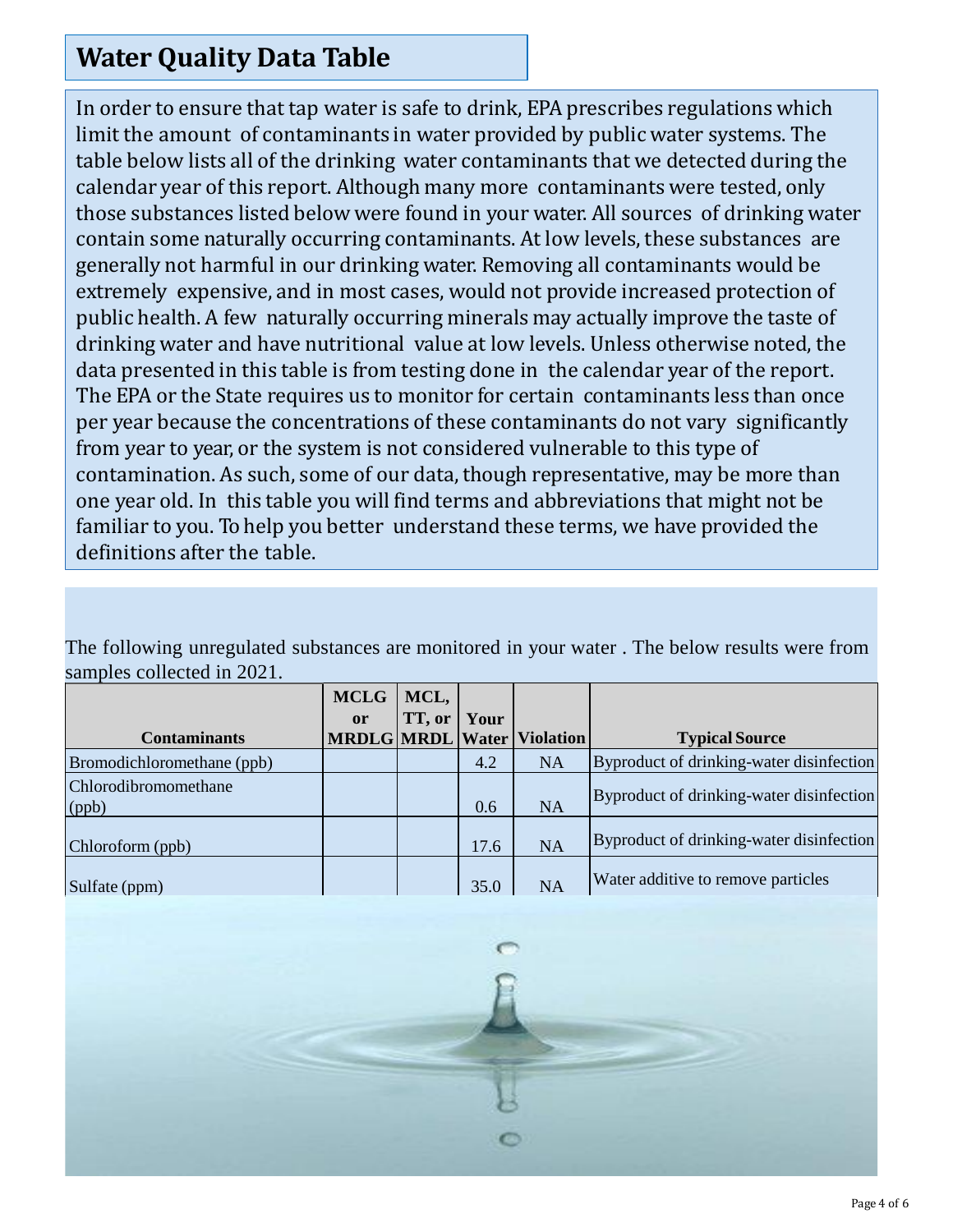## Water Quality Data Table

In order to ensure that tap water is safe to drink, EPA prescribes regulations which limit the amount of contaminants in water provided by public water systems. The table below lists all of the drinking water contaminants that we detected during the calendar year of this report. Although many more contaminants were tested, only those substances listed below were found in your water. All sources of drinking water contain some naturally occurring contaminants. At low levels, these substances are generally not harmful in our drinking water. Removing all contaminants would be extremely expensive, and in most cases, would not provide increased protection of public health. A few naturally occurring minerals may actually improve the taste of drinking water and have nutritional value at low levels. Unless otherwise noted, the data presented in this table is from testing done in the calendar year of the report. The EPA or the State requires us to monitor for certain contaminants less than once per year because the concentrations of these contaminants do not vary significantly from year to year, or the system is not considered vulnerable to this type of contamination. As such, some of our data, though representative, may be more than one year old. In this table you will find terms and abbreviations that might not be familiar to you. To help you better understand these terms, we have provided the definitions after the table.

The following unregulated substances are monitored in your water . The below results were from samples collected in 2021.

| Contaminants | MCLG or MRDLG | MCL, TT, or MRDL | Your Water | Violation | Typical Source |
|---|---|---|---|---|---|
| Bromodichloromethane (ppb) | | | 4.2 | NA | Byproduct of drinking-water disinfection |
| Chlorodibromomethane (ppb) | | | 0.6 | NA | Byproduct of drinking-water disinfection |
| Chloroform (ppb) | | | 17.6 | NA | Byproduct of drinking-water disinfection |
| Sulfate (ppm) | | | 35.0 | NA | Water additive to remove particles |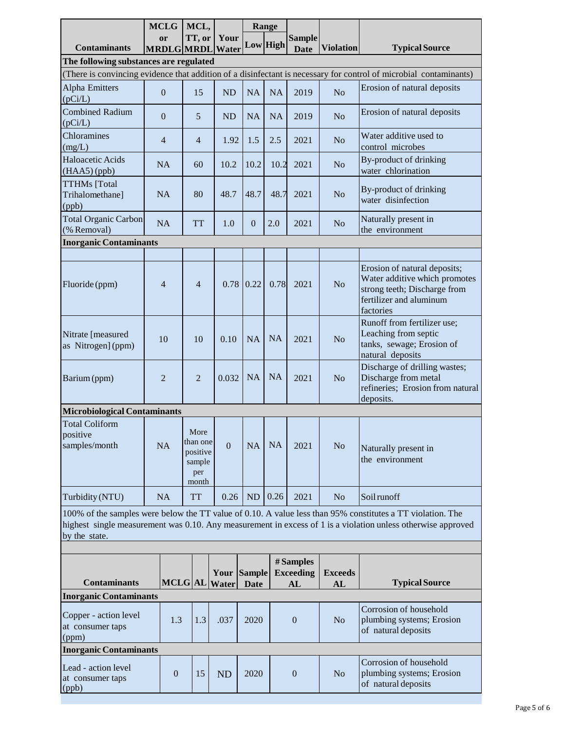| Contaminants | MCLG or MRDLG | MCL, TT, or MRDL | Your Water | Range Low | Range High | Sample Date | Violation | Typical Source |
|---|---|---|---|---|---|---|---|---|
| **The following substances are regulated** | | | | | | | | |
| (There is convincing evidence that addition of a disinfectant is necessary for control of microbial contaminants) | | | | | | | | |
| Alpha Emitters (pCi/L) | 0 | 15 | ND | NA | NA | 2019 | No | Erosion of natural deposits |
| Combined Radium (pCi/L) | 0 | 5 | ND | NA | NA | 2019 | No | Erosion of natural deposits |
| Chloramines (mg/L) | 4 | 4 | 1.92 | 1.5 | 2.5 | 2021 | No | Water additive used to control microbes |
| Haloacetic Acids (HAA5) (ppb) | NA | 60 | 10.2 | 10.2 | 10.2 | 2021 | No | By-product of drinking water chlorination |
| TTHMs [Total Trihalomethane] (ppb) | NA | 80 | 48.7 | 48.7 | 48.7 | 2021 | No | By-product of drinking water disinfection |
| Total Organic Carbon (% Removal) | NA | TT | 1.0 | 0 | 2.0 | 2021 | No | Naturally present in the environment |
| **Inorganic Contaminants** | | | | | | | | |
| | | | | | | | | |
| Fluoride (ppm) | 4 | 4 | 0.78 | 0.22 | 0.78 | 2021 | No | Erosion of natural deposits; Water additive which promotes strong teeth; Discharge from fertilizer and aluminum factories |
| Nitrate [measured as Nitrogen] (ppm) | 10 | 10 | 0.10 | NA | NA | 2021 | No | Runoff from fertilizer use; Leaching from septic tanks, sewage; Erosion of natural deposits |
| Barium (ppm) | 2 | 2 | 0.032 | NA | NA | 2021 | No | Discharge of drilling wastes; Discharge from metal refineries; Erosion from natural deposits. |
| **Microbiological Contaminants** | | | | | | | | |
| Total Coliform positive samples/month | NA | More than one positive sample per month | 0 | NA | NA | 2021 | No | Naturally present in the environment |
| Turbidity (NTU) | NA | TT | 0.26 | ND | 0.26 | 2021 | No | Soil runoff |

100% of the samples were below the TT value of 0.10. A value less than 95% constitutes a TT violation. The highest single measurement was 0.10. Any measurement in excess of 1 is a violation unless otherwise approved by the state.

| Contaminants | MCLG | AL | Your Water | Sample Date | # Samples Exceeding AL | Exceeds AL | Typical Source |
|---|---|---|---|---|---|---|---|
| **Inorganic Contaminants** | | | | | | | |
| Copper - action level at consumer taps (ppm) | 1.3 | 1.3 | .037 | 2020 | 0 | No | Corrosion of household plumbing systems; Erosion of natural deposits |
| **Inorganic Contaminants** | | | | | | | |
| Lead - action level at consumer taps (ppb) | 0 | 15 | ND | 2020 | 0 | No | Corrosion of household plumbing systems; Erosion of natural deposits |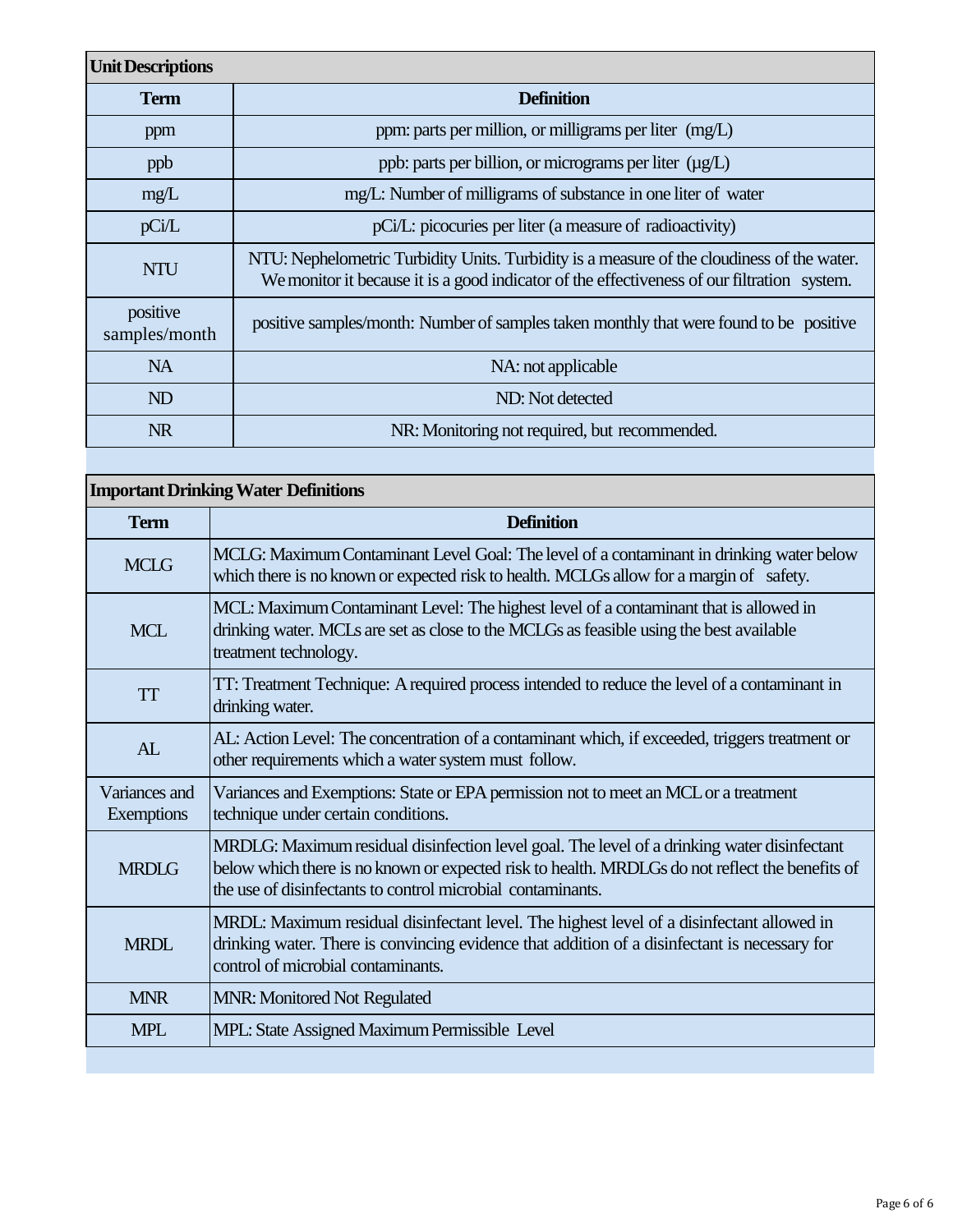| Unit Descriptions | |
|---|---|
| **Term** | **Definition** |
| ppm | ppm: parts per million, or milligrams per liter (mg/L) |
| ppb | ppb: parts per billion, or micrograms per liter (µg/L) |
| mg/L | mg/L: Number of milligrams of substance in one liter of water |
| pCi/L | pCi/L: picocuries per liter (a measure of radioactivity) |
| NTU | NTU: Nephelometric Turbidity Units. Turbidity is a measure of the cloudiness of the water. We monitor it because it is a good indicator of the effectiveness of our filtration system. |
| positive samples/month | positive samples/month: Number of samples taken monthly that were found to be positive |
| NA | NA: not applicable |
| ND | ND: Not detected |
| NR | NR: Monitoring not required, but recommended. |

| Important Drinking Water Definitions | |
|---|---|
| **Term** | **Definition** |
| MCLG | MCLG: Maximum Contaminant Level Goal: The level of a contaminant in drinking water below which there is no known or expected risk to health. MCLGs allow for a margin of safety. |
| MCL | MCL: Maximum Contaminant Level: The highest level of a contaminant that is allowed in drinking water. MCLs are set as close to the MCLGs as feasible using the best available treatment technology. |
| TT | TT: Treatment Technique: A required process intended to reduce the level of a contaminant in drinking water. |
| AL | AL: Action Level: The concentration of a contaminant which, if exceeded, triggers treatment or other requirements which a water system must follow. |
| Variances and Exemptions | Variances and Exemptions: State or EPA permission not to meet an MCL or a treatment technique under certain conditions. |
| MRDLG | MRDLG: Maximum residual disinfection level goal. The level of a drinking water disinfectant below which there is no known or expected risk to health. MRDLGs do not reflect the benefits of the use of disinfectants to control microbial contaminants. |
| MRDL | MRDL: Maximum residual disinfectant level. The highest level of a disinfectant allowed in drinking water. There is convincing evidence that addition of a disinfectant is necessary for control of microbial contaminants. |
| MNR | MNR: Monitored Not Regulated |
| MPL | MPL: State Assigned Maximum Permissible Level |